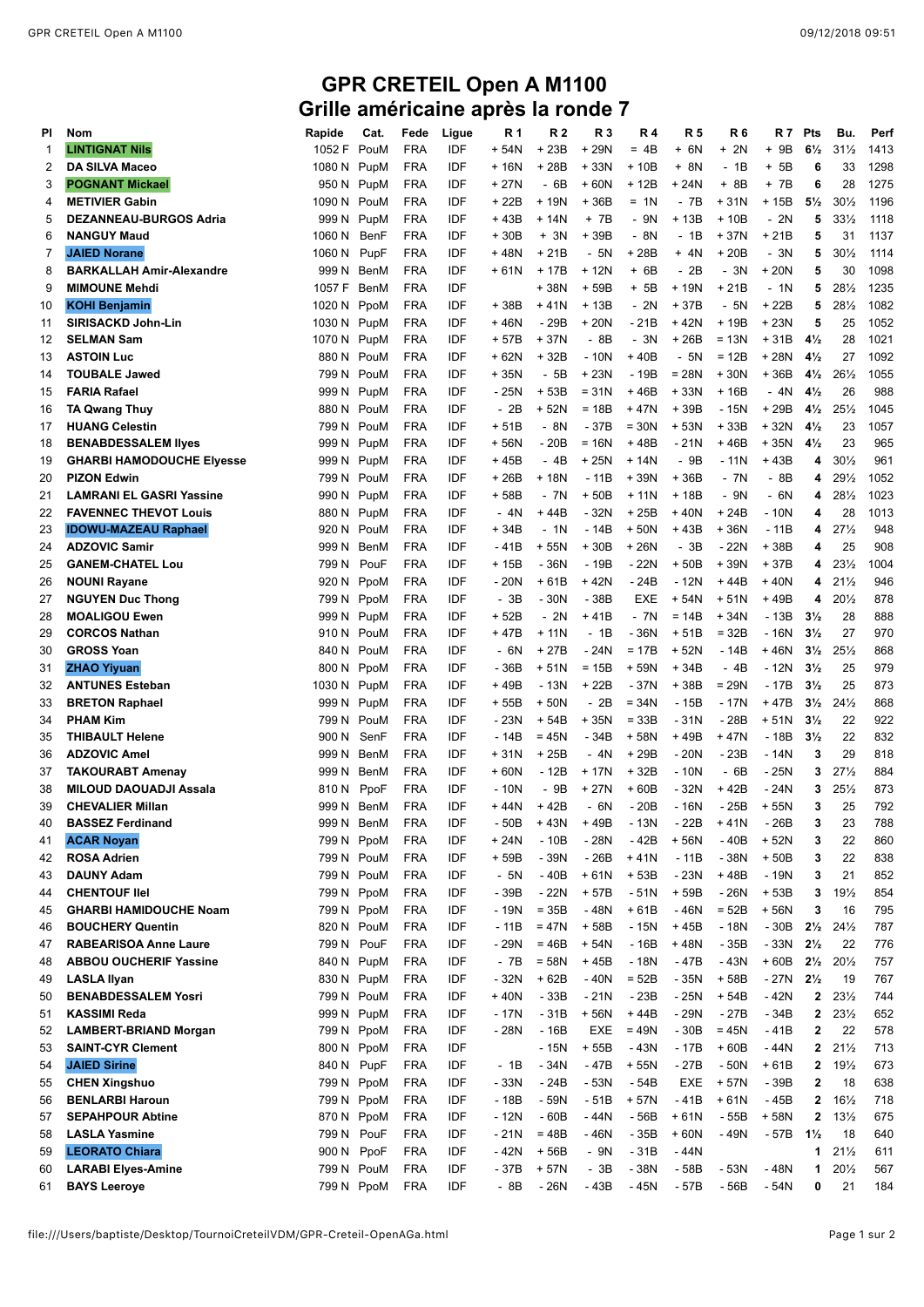# GPR CRETEIL Open A M1100

## Grille américaine après la ronde 7

| Pl | Nom | Rapide | Cat. | Fede | Ligue | R 1 | R 2 | R 3 | R 4 | R 5 | R 6 | R 7 | Pts | Bu. | Perf |
|---|---|---|---|---|---|---|---|---|---|---|---|---|---|---|---|
| 1 | LINTIGNAT Nils | 1052 F | PouM | FRA | IDF | + 54N | + 23B | + 29N | = 4B | + 6N | + 2N | + 9B | 6½ | 31½ | 1413 |
| 2 | DA SILVA Maceo | 1080 N | PupM | FRA | IDF | + 16N | + 28B | + 33N | + 10B | + 8N | - 1B | + 5B | 6 | 33 | 1298 |
| 3 | POGNANT Mickael | 950 N | PupM | FRA | IDF | + 27N | - 6B | + 60N | + 12B | + 24N | + 8B | + 7B | 6 | 28 | 1275 |
| 4 | METIVIER Gabin | 1090 N | PouM | FRA | IDF | + 22B | + 19N | + 36B | = 1N | - 7B | + 31N | + 15B | 5½ | 30½ | 1196 |
| 5 | DEZANNEAU-BURGOS Adria | 999 N | PupM | FRA | IDF | + 43B | + 14N | + 7B | - 9N | + 13B | + 10B | - 2N | 5 | 33½ | 1118 |
| 6 | NANGUY Maud | 1060 N | BenF | FRA | IDF | + 30B | + 3N | + 39B | - 8N | - 1B | + 37N | + 21B | 5 | 31 | 1137 |
| 7 | JAIED Norane | 1060 N | PupF | FRA | IDF | + 48N | + 21B | - 5N | + 28B | + 4N | + 20B | - 3N | 5 | 30½ | 1114 |
| 8 | BARKALLAH Amir-Alexandre | 999 N | BenM | FRA | IDF | + 61N | + 17B | + 12N | + 6B | - 2B | - 3N | + 20N | 5 | 30 | 1098 |
| 9 | MIMOUNE Mehdi | 1057 F | BenM | FRA | IDF | | + 38N | + 59B | + 5B | + 19N | + 21B | - 1N | 5 | 28½ | 1235 |
| 10 | KOHI Benjamin | 1020 N | PpoM | FRA | IDF | + 38B | + 41N | + 13B | - 2N | + 37B | - 5N | + 22B | 5 | 28½ | 1082 |
| 11 | SIRISACKD John-Lin | 1030 N | PupM | FRA | IDF | + 46N | - 29B | + 20N | - 21B | + 42N | + 19B | + 23N | 5 | 25 | 1052 |
| 12 | SELMAN Sam | 1070 N | PupM | FRA | IDF | + 57B | + 37N | - 8B | - 3N | + 26B | = 13N | + 31B | 4½ | 28 | 1021 |
| 13 | ASTOIN Luc | 880 N | PouM | FRA | IDF | + 62N | + 32B | - 10N | + 40B | - 5N | = 12B | + 28N | 4½ | 27 | 1092 |
| 14 | TOUBALE Jawed | 799 N | PouM | FRA | IDF | + 35N | - 5B | + 23N | - 19B | = 28N | + 30N | + 36B | 4½ | 26½ | 1055 |
| 15 | FARIA Rafael | 999 N | PupM | FRA | IDF | - 25N | + 53B | = 31N | + 46B | + 33N | + 16B | - 4N | 4½ | 26 | 988 |
| 16 | TA Qwang Thuy | 880 N | PouM | FRA | IDF | - 2B | + 52N | = 18B | + 47N | + 39B | - 15N | + 29B | 4½ | 25½ | 1045 |
| 17 | HUANG Celestin | 799 N | PouM | FRA | IDF | + 51B | - 8N | - 37B | = 30N | + 53N | + 33B | + 32N | 4½ | 23 | 1057 |
| 18 | BENABDESSALEM Ilyes | 999 N | PupM | FRA | IDF | + 56N | - 20B | = 16N | + 48B | - 21N | + 46B | + 35N | 4½ | 23 | 965 |
| 19 | GHARBI HAMODOUCHE Elyesse | 999 N | PupM | FRA | IDF | + 45B | - 4B | + 25N | + 14N | - 9B | - 11N | + 43B | 4 | 30½ | 961 |
| 20 | PIZON Edwin | 799 N | PouM | FRA | IDF | + 26B | + 18N | - 11B | + 39N | + 36B | - 7N | - 8B | 4 | 29½ | 1052 |
| 21 | LAMRANI EL GASRI Yassine | 990 N | PupM | FRA | IDF | + 58B | - 7N | + 50B | + 11N | + 18B | - 9N | - 6N | 4 | 28½ | 1023 |
| 22 | FAVENNEC THEVOT Louis | 880 N | PupM | FRA | IDF | - 4N | + 44B | - 32N | + 25B | + 40N | + 24B | - 10N | 4 | 28 | 1013 |
| 23 | IDOWU-MAZEAU Raphael | 920 N | PouM | FRA | IDF | + 34B | - 1N | - 14B | + 50N | + 43B | + 36N | - 11B | 4 | 27½ | 948 |
| 24 | ADZOVIC Samir | 999 N | BenM | FRA | IDF | - 41B | + 55N | + 30B | + 26N | - 3B | - 22N | + 38B | 4 | 25 | 908 |
| 25 | GANEM-CHATEL Lou | 799 N | PouF | FRA | IDF | + 15B | - 36N | - 19B | - 22N | + 50B | + 39N | + 37B | 4 | 23½ | 1004 |
| 26 | NOUNI Rayane | 920 N | PpoM | FRA | IDF | - 20N | + 61B | + 42N | - 24B | - 12N | + 44B | + 40N | 4 | 21½ | 946 |
| 27 | NGUYEN Duc Thong | 799 N | PpoM | FRA | IDF | - 3B | - 30N | - 38B | EXE | + 54N | + 51N | + 49B | 4 | 20½ | 878 |
| 28 | MOALIGOU Ewen | 999 N | PupM | FRA | IDF | + 52B | - 2N | + 41B | - 7N | = 14B | + 34N | - 13B | 3½ | 28 | 888 |
| 29 | CORCOS Nathan | 910 N | PouM | FRA | IDF | + 47B | + 11N | - 1B | - 36N | + 51B | = 32B | - 16N | 3½ | 27 | 970 |
| 30 | GROSS Yoan | 840 N | PouM | FRA | IDF | - 6N | + 27B | - 24N | = 17B | + 52N | - 14B | + 46N | 3½ | 25½ | 868 |
| 31 | ZHAO Yiyuan | 800 N | PpoM | FRA | IDF | - 36B | + 51N | = 15B | + 59N | + 34B | - 4B | - 12N | 3½ | 25 | 979 |
| 32 | ANTUNES Esteban | 1030 N | PupM | FRA | IDF | + 49B | - 13N | + 22B | - 37N | + 38B | = 29N | - 17B | 3½ | 25 | 873 |
| 33 | BRETON Raphael | 999 N | PupM | FRA | IDF | + 55B | + 50N | - 2B | = 34N | - 15B | - 17N | + 47B | 3½ | 24½ | 868 |
| 34 | PHAM Kim | 799 N | PouM | FRA | IDF | - 23N | + 54B | + 35N | = 33B | - 31N | - 28B | + 51N | 3½ | 22 | 922 |
| 35 | THIBAULT Helene | 900 N | SenF | FRA | IDF | - 14B | = 45N | - 34B | + 58N | + 49B | + 47N | - 18B | 3½ | 22 | 832 |
| 36 | ADZOVIC Amel | 999 N | BenM | FRA | IDF | + 31N | + 25B | - 4N | + 29B | - 20N | - 23B | - 14N | 3 | 29 | 818 |
| 37 | TAKOURABT Amenay | 999 N | BenM | FRA | IDF | + 60N | - 12B | + 17N | + 32B | - 10N | - 6B | - 25N | 3 | 27½ | 884 |
| 38 | MILOUD DAOUADJI Assala | 810 N | PpoF | FRA | IDF | - 10N | - 9B | + 27N | + 60B | - 32N | + 42B | - 24N | 3 | 25½ | 873 |
| 39 | CHEVALIER Millan | 999 N | BenM | FRA | IDF | + 44N | + 42B | - 6N | - 20B | - 16N | - 25B | + 55N | 3 | 25 | 792 |
| 40 | BASSEZ Ferdinand | 999 N | BenM | FRA | IDF | - 50B | + 43N | + 49B | - 13N | - 22B | + 41N | - 26B | 3 | 23 | 788 |
| 41 | ACAR Noyan | 799 N | PpoM | FRA | IDF | + 24N | - 10B | - 28N | - 42B | + 56N | - 40B | + 52N | 3 | 22 | 860 |
| 42 | ROSA Adrien | 799 N | PouM | FRA | IDF | + 59B | - 39N | - 26B | + 41N | - 11B | - 38N | + 50B | 3 | 22 | 838 |
| 43 | DAUNY Adam | 799 N | PouM | FRA | IDF | - 5N | - 40B | + 61N | + 53B | - 23N | + 48B | - 19N | 3 | 21 | 852 |
| 44 | CHENTOUF Ilel | 799 N | PpoM | FRA | IDF | - 39B | - 22N | + 57B | - 51N | + 59B | - 26N | + 53B | 3 | 19½ | 854 |
| 45 | GHARBI HAMIDOUCHE Noam | 799 N | PpoM | FRA | IDF | - 19N | = 35B | - 48N | + 61B | - 46N | = 52B | + 56N | 3 | 16 | 795 |
| 46 | BOUCHERY Quentin | 820 N | PouM | FRA | IDF | - 11B | = 47N | + 58B | - 15N | + 45B | - 18N | - 30B | 2½ | 24½ | 787 |
| 47 | RABEARISOA Anne Laure | 799 N | PouF | FRA | IDF | - 29N | = 46B | + 54N | - 16B | + 48N | - 35B | - 33N | 2½ | 22 | 776 |
| 48 | ABBOU OUCHERIF Yassine | 840 N | PupM | FRA | IDF | - 7B | = 58N | + 45B | - 18N | - 47B | - 43N | + 60B | 2½ | 20½ | 757 |
| 49 | LASLA Ilyan | 830 N | PupM | FRA | IDF | - 32N | + 62B | - 40N | = 52B | - 35N | + 58B | - 27N | 2½ | 19 | 767 |
| 50 | BENABDESSALEM Yosri | 799 N | PouM | FRA | IDF | + 40N | - 33B | - 21N | - 23B | - 25N | + 54B | - 42N | 2 | 23½ | 744 |
| 51 | KASSIMI Reda | 999 N | PupM | FRA | IDF | - 17N | - 31B | + 56N | + 44B | - 29N | - 27B | - 34B | 2 | 23½ | 652 |
| 52 | LAMBERT-BRIAND Morgan | 799 N | PpoM | FRA | IDF | - 28N | - 16B | - 48N | = 49N | - 30B | = 45N | - 41B | 2 | 22 | 578 |
| 53 | SAINT-CYR Clement | 800 N | PpoM | FRA | IDF | | - 15N | + 55B | - 43N | - 17B | + 60B | - 44N | 2 | 21½ | 713 |
| 54 | JAIED Sirine | 840 N | PupF | FRA | IDF | - 1B | - 34N | - 47B | + 55N | - 27B | - 50N | + 61B | 2 | 19½ | 673 |
| 55 | CHEN Xingshuo | 799 N | PpoM | FRA | IDF | - 33N | - 24B | - 53N | - 54B | EXE | + 57N | - 39B | 2 | 18 | 638 |
| 56 | BENLARBI Haroun | 799 N | PpoM | FRA | IDF | - 18B | - 59N | - 51B | + 57N | - 41B | + 61N | - 45B | 2 | 16½ | 718 |
| 57 | SEPAHPOUR Abtine | 870 N | PpoM | FRA | IDF | - 12N | - 60B | - 44N | - 56B | + 61N | - 55B | + 58N | 2 | 13½ | 675 |
| 58 | LASLA Yasmine | 799 N | PouF | FRA | IDF | - 21N | = 48B | - 46N | - 35B | + 60N | - 49N | - 57B | 1½ | 18 | 640 |
| 59 | LEORATO Chiara | 900 N | PpoF | FRA | IDF | - 42N | + 56B | - 9N | - 31B | - 44N | | | 1 | 21½ | 611 |
| 60 | LARABI Elyes-Amine | 799 N | PouM | FRA | IDF | - 37B | + 57N | - 3B | - 38N | - 58B | - 53N | - 48N | 1 | 20½ | 567 |
| 61 | BAYS Leeroye | 799 N | PpoM | FRA | IDF | - 8B | - 26N | - 43B | - 45N | - 57B | - 56B | - 54N | 0 | 21 | 184 |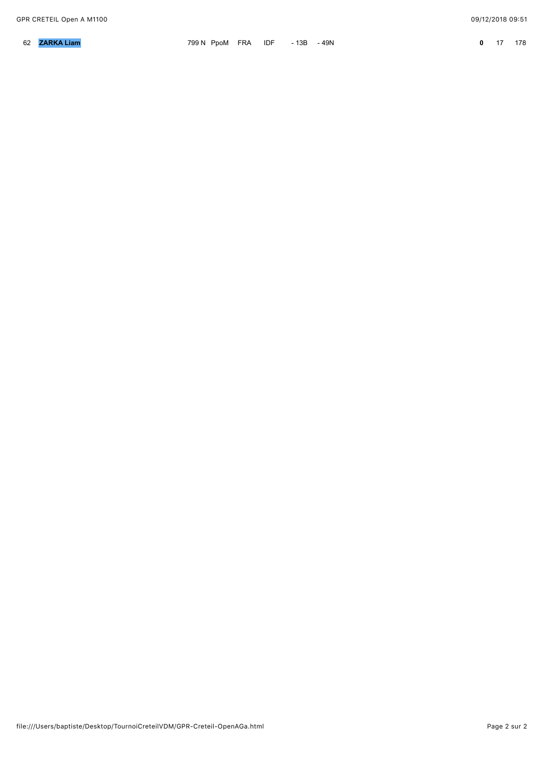| | | | | | | | | | | | |
|---|---|---|---|---|---|---|---|---|---|---|---|
| 62 | **ZARKA Liam** | 799 N | PpoM | FRA | IDF | - 13B | - 49N | | **0** | 17 | 178 |